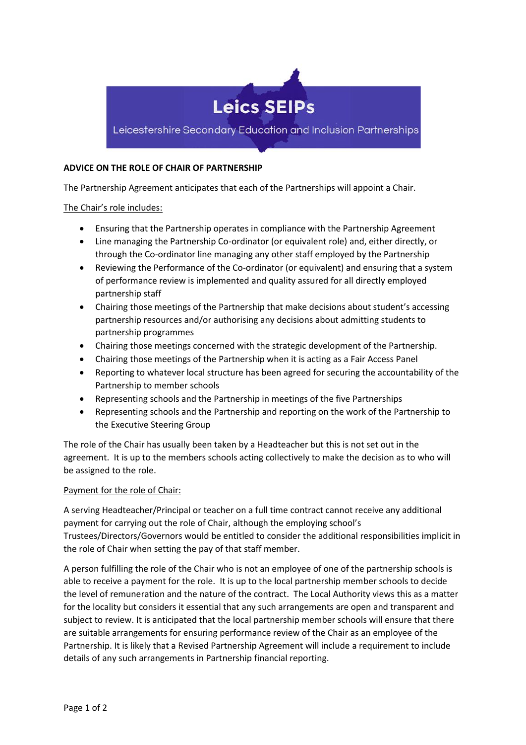Leics SEIPs

Leicestershire Secondary Education and Inclusion Partnerships

**ADVICE ON THE ROLE OF CHAIR OF PARTNERSHIP**

The Partnership Agreement anticipates that each of the Partnerships will appoint a Chair.

The Chair's role includes:

- Ensuring that the Partnership operates in compliance with the Partnership Agreement
- Line managing the Partnership Co-ordinator (or equivalent role) and, either directly, or through the Co-ordinator line managing any other staff employed by the Partnership
- Reviewing the Performance of the Co-ordinator (or equivalent) and ensuring that a system of performance review is implemented and quality assured for all directly employed partnership staff
- Chairing those meetings of the Partnership that make decisions about student's accessing partnership resources and/or authorising any decisions about admitting students to partnership programmes
- Chairing those meetings concerned with the strategic development of the Partnership.
- Chairing those meetings of the Partnership when it is acting as a Fair Access Panel
- Reporting to whatever local structure has been agreed for securing the accountability of the Partnership to member schools
- Representing schools and the Partnership in meetings of the five Partnerships
- Representing schools and the Partnership and reporting on the work of the Partnership to the Executive Steering Group

The role of the Chair has usually been taken by a Headteacher but this is not set out in the agreement. It is up to the members schools acting collectively to make the decision as to who will be assigned to the role.

Payment for the role of Chair:

A serving Headteacher/Principal or teacher on a full time contract cannot receive any additional payment for carrying out the role of Chair, although the employing school's Trustees/Directors/Governors would be entitled to consider the additional responsibilities implicit in the role of Chair when setting the pay of that staff member.

A person fulfilling the role of the Chair who is not an employee of one of the partnership schools is able to receive a payment for the role. It is up to the local partnership member schools to decide the level of remuneration and the nature of the contract. The Local Authority views this as a matter for the locality but considers it essential that any such arrangements are open and transparent and subject to review. It is anticipated that the local partnership member schools will ensure that there are suitable arrangements for ensuring performance review of the Chair as an employee of the Partnership. It is likely that a Revised Partnership Agreement will include a requirement to include details of any such arrangements in Partnership financial reporting.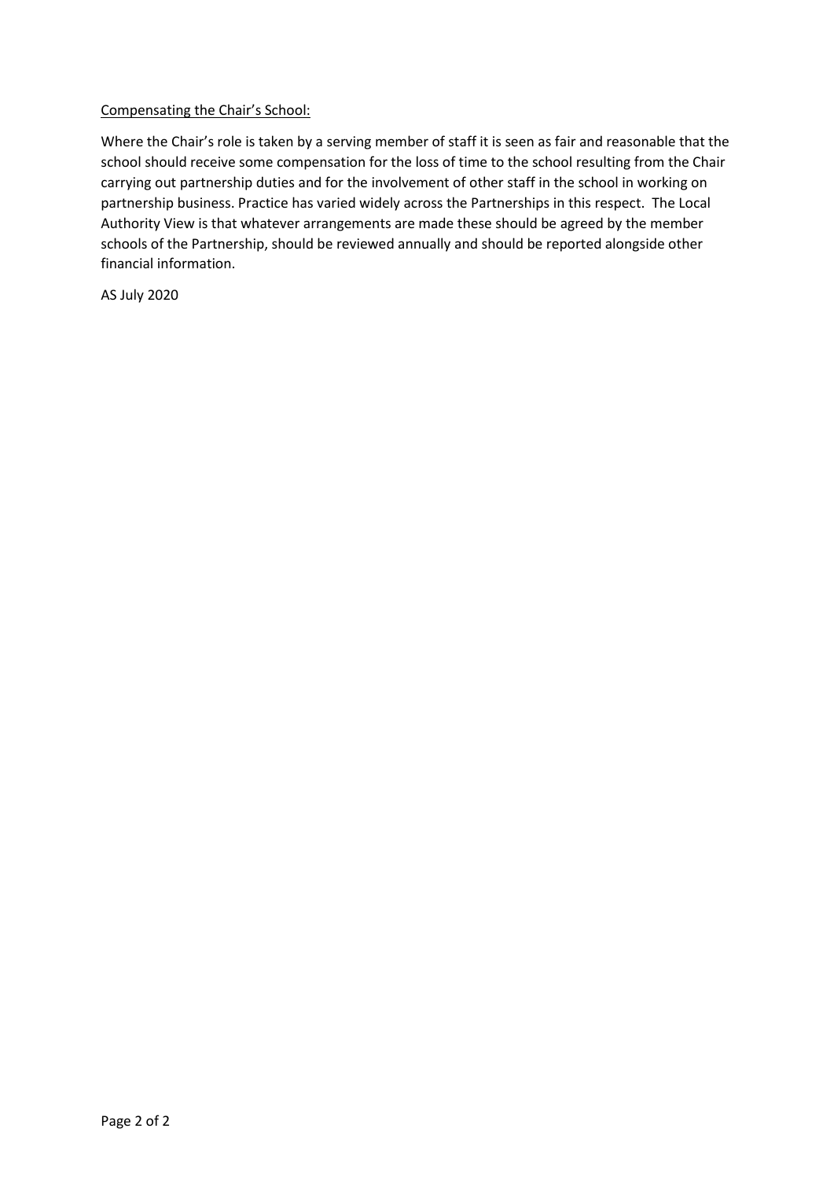Compensating the Chair's School:

Where the Chair's role is taken by a serving member of staff it is seen as fair and reasonable that the school should receive some compensation for the loss of time to the school resulting from the Chair carrying out partnership duties and for the involvement of other staff in the school in working on partnership business. Practice has varied widely across the Partnerships in this respect. The Local Authority View is that whatever arrangements are made these should be agreed by the member schools of the Partnership, should be reviewed annually and should be reported alongside other financial information.

AS July 2020